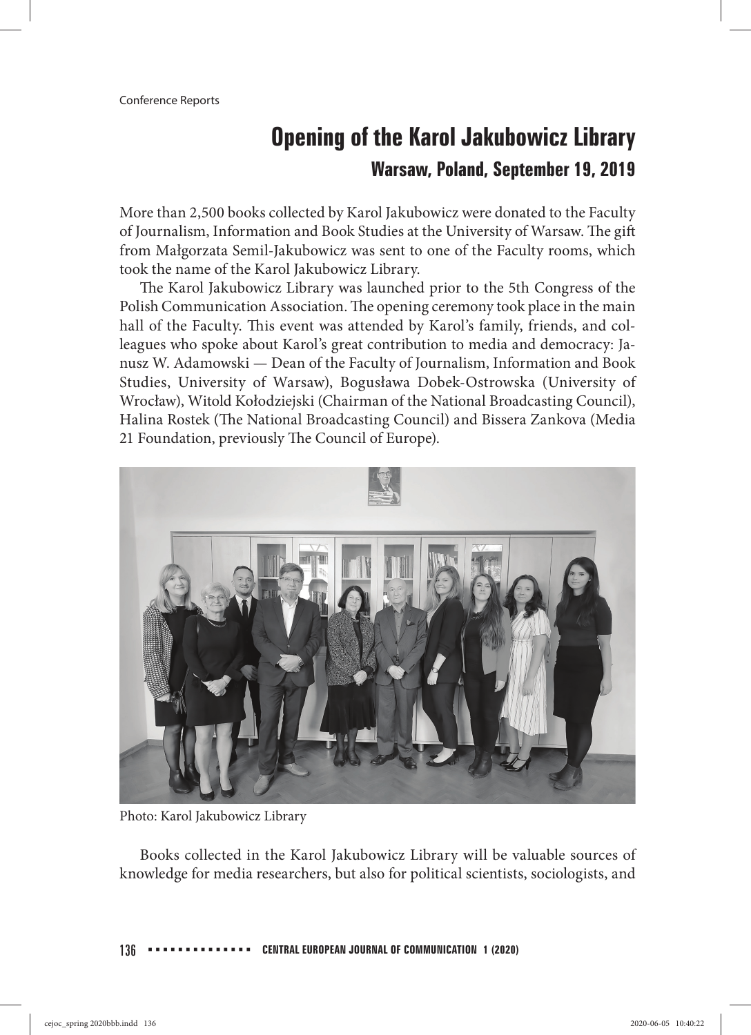Conference Reports

# Opening of the Karol Jakubowicz Library

## Warsaw, Poland, September 19, 2019

More than 2,500 books collected by Karol Jakubowicz were donated to the Faculty of Journalism, Information and Book Studies at the University of Warsaw. The gift from Małgorzata Semil-Jakubowicz was sent to one of the Faculty rooms, which took the name of the Karol Jakubowicz Library.

The Karol Jakubowicz Library was launched prior to the 5th Congress of the Polish Communication Association. The opening ceremony took place in the main hall of the Faculty. This event was attended by Karol's family, friends, and colleagues who spoke about Karol's great contribution to media and democracy: Janusz W. Adamowski — Dean of the Faculty of Journalism, Information and Book Studies, University of Warsaw), Bogusława Dobek-Ostrowska (University of Wrocław), Witold Kołodziejski (Chairman of the National Broadcasting Council), Halina Rostek (The National Broadcasting Council) and Bissera Zankova (Media 21 Foundation, previously The Council of Europe).

Photo: Karol Jakubowicz Library

Books collected in the Karol Jakubowicz Library will be valuable sources of knowledge for media researchers, but also for political scientists, sociologists, and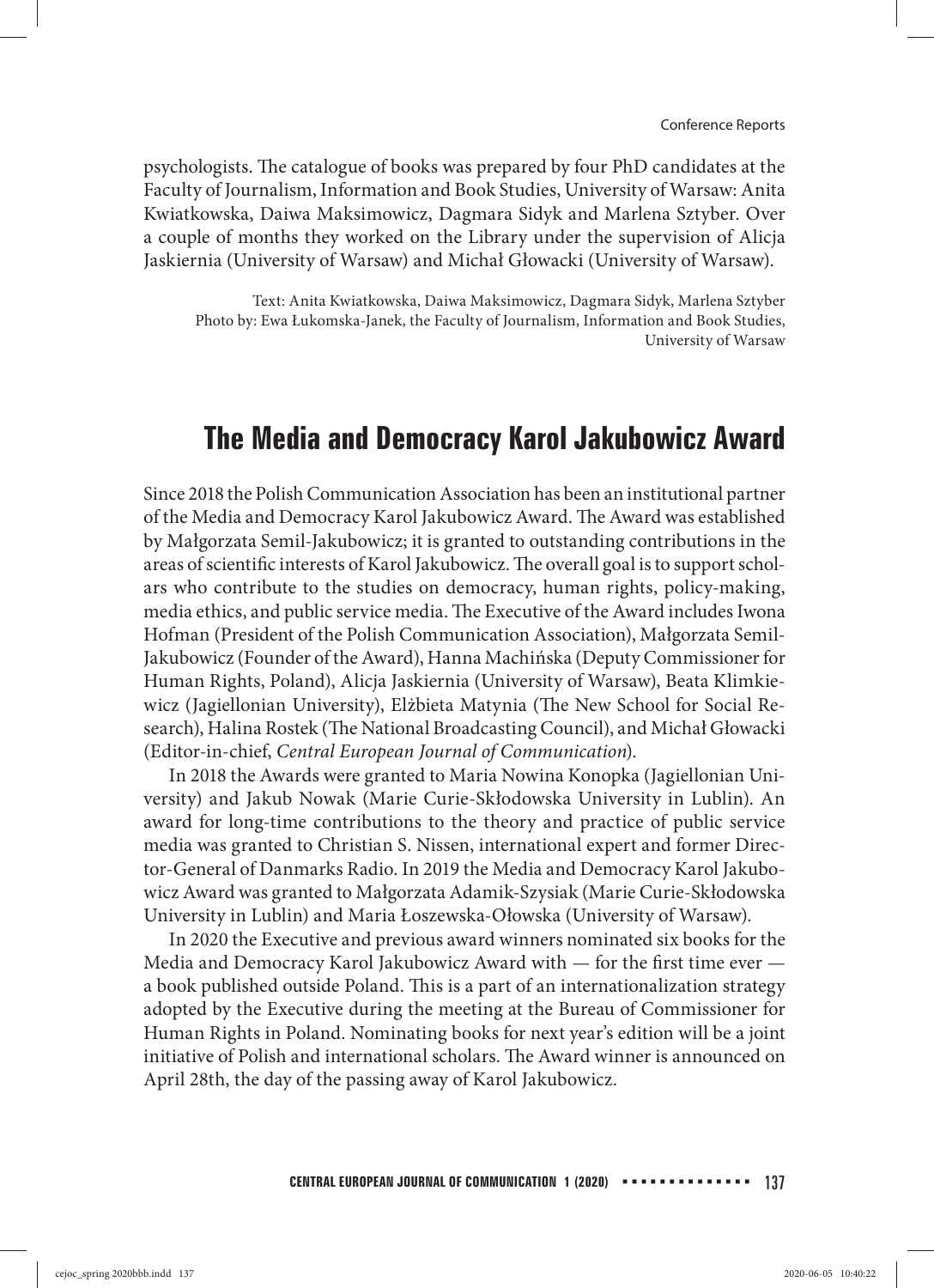psychologists. The catalogue of books was prepared by four PhD candidates at the Faculty of Journalism, Information and Book Studies, University of Warsaw: Anita Kwiatkowska, Daiwa Maksimowicz, Dagmara Sidyk and Marlena Sztyber. Over a couple of months they worked on the Library under the supervision of Alicja Jaskiernia (University of Warsaw) and Michał Głowacki (University of Warsaw).

Text: Anita Kwiatkowska, Daiwa Maksimowicz, Dagmara Sidyk, Marlena Sztyber
Photo by: Ewa Łukomska-Janek, the Faculty of Journalism, Information and Book Studies, University of Warsaw

## The Media and Democracy Karol Jakubowicz Award

Since 2018 the Polish Communication Association has been an institutional partner of the Media and Democracy Karol Jakubowicz Award. The Award was established by Małgorzata Semil-Jakubowicz; it is granted to outstanding contributions in the areas of scientific interests of Karol Jakubowicz. The overall goal is to support scholars who contribute to the studies on democracy, human rights, policy-making, media ethics, and public service media. The Executive of the Award includes Iwona Hofman (President of the Polish Communication Association), Małgorzata Semil-Jakubowicz (Founder of the Award), Hanna Machińska (Deputy Commissioner for Human Rights, Poland), Alicja Jaskiernia (University of Warsaw), Beata Klimkiewicz (Jagiellonian University), Elżbieta Matynia (The New School for Social Research), Halina Rostek (The National Broadcasting Council), and Michał Głowacki (Editor-in-chief, *Central European Journal of Communication*).

In 2018 the Awards were granted to Maria Nowina Konopka (Jagiellonian University) and Jakub Nowak (Marie Curie-Skłodowska University in Lublin). An award for long-time contributions to the theory and practice of public service media was granted to Christian S. Nissen, international expert and former Director-General of Danmarks Radio. In 2019 the Media and Democracy Karol Jakubowicz Award was granted to Małgorzata Adamik-Szysiak (Marie Curie-Skłodowska University in Lublin) and Maria Łoszewska-Ołowska (University of Warsaw).

In 2020 the Executive and previous award winners nominated six books for the Media and Democracy Karol Jakubowicz Award with — for the first time ever — a book published outside Poland. This is a part of an internationalization strategy adopted by the Executive during the meeting at the Bureau of Commissioner for Human Rights in Poland. Nominating books for next year's edition will be a joint initiative of Polish and international scholars. The Award winner is announced on April 28th, the day of the passing away of Karol Jakubowicz.